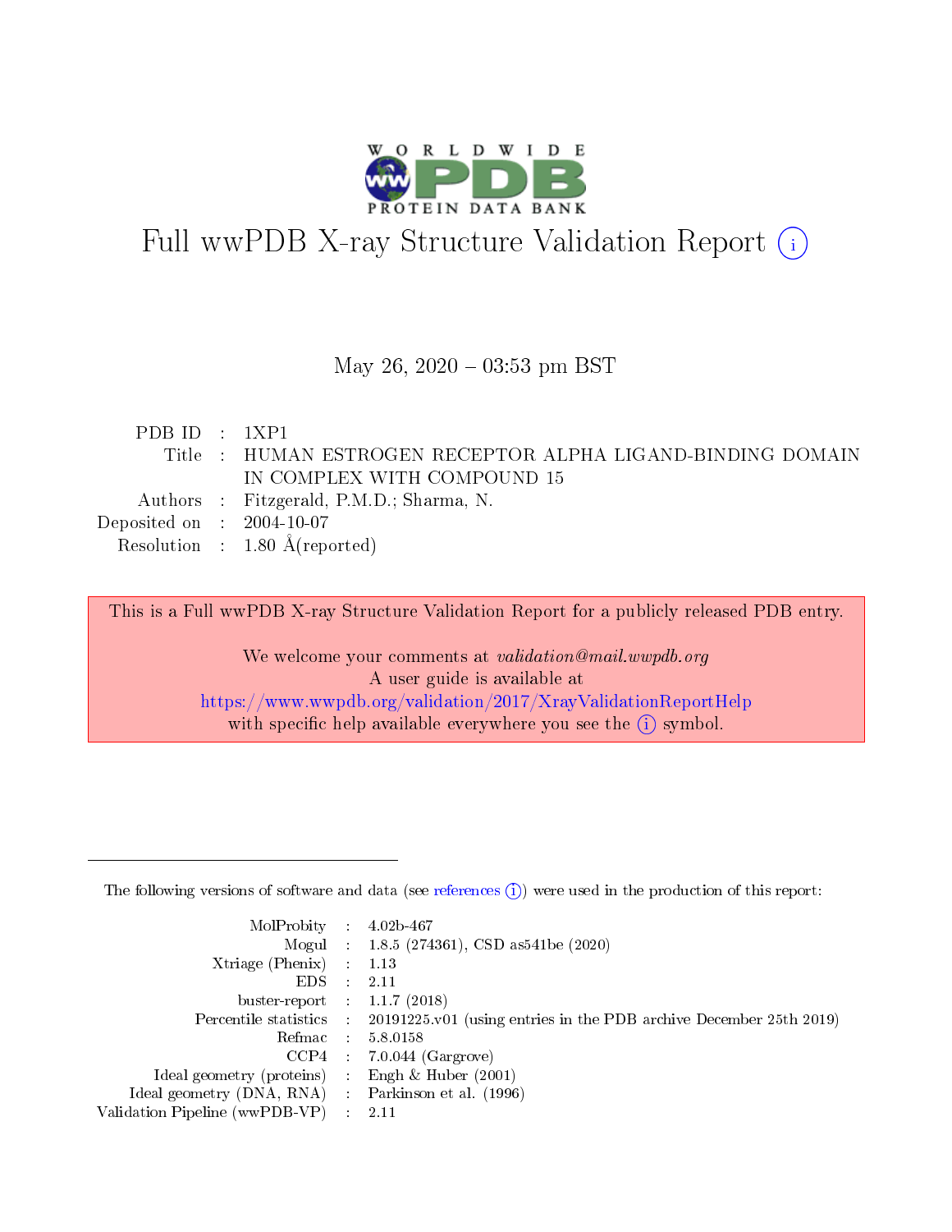# Full wwPDB X-ray Structure Validation Report (i)

May 26, 2020 – 03:53 pm BST

| | | |
|---|---|---|
| PDB ID | : | 1XP1 |
| Title | : | HUMAN ESTROGEN RECEPTOR ALPHA LIGAND-BINDING DOMAIN IN COMPLEX WITH COMPOUND 15 |
| Authors | : | Fitzgerald, P.M.D.; Sharma, N. |
| Deposited on | : | 2004-10-07 |
| Resolution | : | 1.80 Å(reported) |

This is a Full wwPDB X-ray Structure Validation Report for a publicly released PDB entry.

We welcome your comments at *validation@mail.wwpdb.org*
A user guide is available at
https://www.wwpdb.org/validation/2017/XrayValidationReportHelp
with specific help available everywhere you see the (i) symbol.

---

The following versions of software and data (see references (i)) were used in the production of this report:

| | | |
|---|---|---|
| MolProbity | : | 4.02b-467 |
| Mogul | : | 1.8.5 (274361), CSD as541be (2020) |
| Xtriage (Phenix) | : | 1.13 |
| EDS | : | 2.11 |
| buster-report | : | 1.1.7 (2018) |
| Percentile statistics | : | 20191225.v01 (using entries in the PDB archive December 25th 2019) |
| Refmac | : | 5.8.0158 |
| CCP4 | : | 7.0.044 (Gargrove) |
| Ideal geometry (proteins) | : | Engh & Huber (2001) |
| Ideal geometry (DNA, RNA) | : | Parkinson et al. (1996) |
| Validation Pipeline (wwPDB-VP) | : | 2.11 |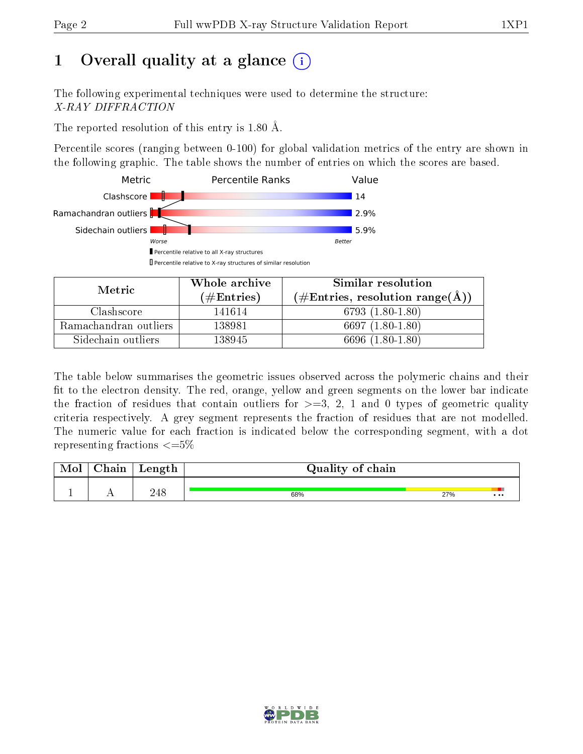# 1 Overall quality at a glance

The following experimental techniques were used to determine the structure:
*X-RAY DIFFRACTION*

The reported resolution of this entry is 1.80 Å.

Percentile scores (ranging between 0-100) for global validation metrics of the entry are shown in the following graphic. The table shows the number of entries on which the scores are based.

| Metric | Value |
|---|---|
| Clashscore | 14 |
| Ramachandran outliers | 2.9% |
| Sidechain outliers | 5.9% |

Worse — Better

▮ Percentile relative to all X-ray structures
▯ Percentile relative to X-ray structures of similar resolution

| Metric | Whole archive (#Entries) | Similar resolution (#Entries, resolution range(Å)) |
|---|---|---|
| Clashscore | 141614 | 6793 (1.80-1.80) |
| Ramachandran outliers | 138981 | 6697 (1.80-1.80) |
| Sidechain outliers | 138945 | 6696 (1.80-1.80) |

The table below summarises the geometric issues observed across the polymeric chains and their fit to the electron density. The red, orange, yellow and green segments on the lower bar indicate the fraction of residues that contain outliers for >=3, 2, 1 and 0 types of geometric quality criteria respectively. A grey segment represents the fraction of residues that are not modelled. The numeric value for each fraction is indicated below the corresponding segment, with a dot representing fractions <=5%

| Mol | Chain | Length | Quality of chain |
|---|---|---|---|
| 1 | A | 248 | 68% 27% • • • |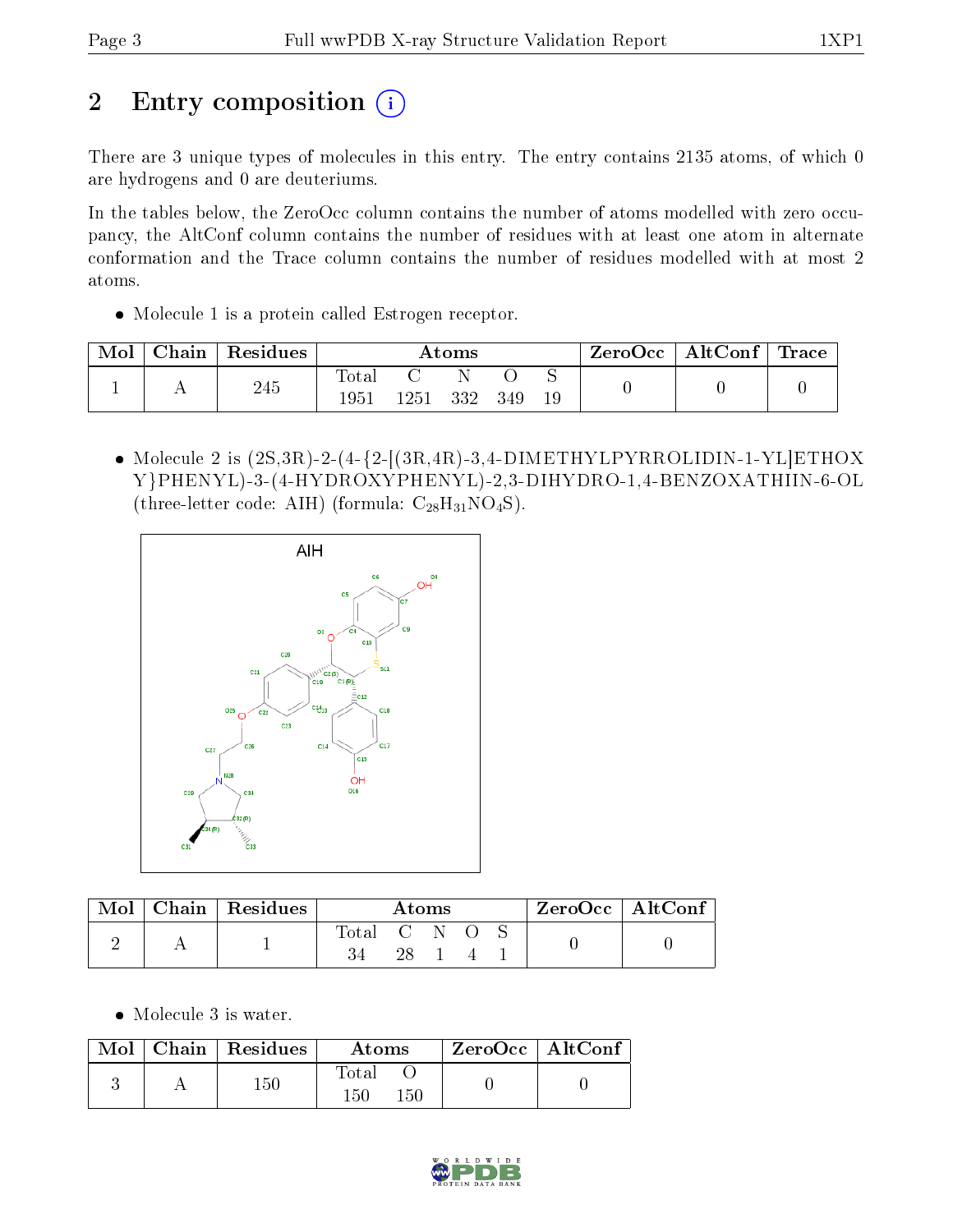# 2 Entry composition

There are 3 unique types of molecules in this entry. The entry contains 2135 atoms, of which 0 are hydrogens and 0 are deuteriums.

In the tables below, the ZeroOcc column contains the number of atoms modelled with zero occupancy, the AltConf column contains the number of residues with at least one atom in alternate conformation and the Trace column contains the number of residues modelled with at most 2 atoms.

- Molecule 1 is a protein called Estrogen receptor.

| Mol | Chain | Residues | Atoms | | | | | ZeroOcc | AltConf | Trace |
|---|---|---|---|---|---|---|---|---|---|---|
| 1 | A | 245 | Total 1951 | C 1251 | N 332 | O 349 | S 19 | 0 | 0 | 0 |

- Molecule 2 is (2S,3R)-2-(4-{2-[(3R,4R)-3,4-DIMETHYLPYRROLIDIN-1-YL]ETHOXY}PHENYL)-3-(4-HYDROXYPHENYL)-2,3-DIHYDRO-1,4-BENZOXATHIIN-6-OL (three-letter code: AIH) (formula: $C_{28}H_{31}NO_4S$).

| Mol | Chain | Residues | Atoms | | | | | ZeroOcc | AltConf |
|---|---|---|---|---|---|---|---|---|---|
| 2 | A | 1 | Total 34 | C 28 | N 1 | O 4 | S 1 | 0 | 0 |

- Molecule 3 is water.

| Mol | Chain | Residues | Atoms | | ZeroOcc | AltConf |
|---|---|---|---|---|---|---|
| 3 | A | 150 | Total 150 | O 150 | 0 | 0 |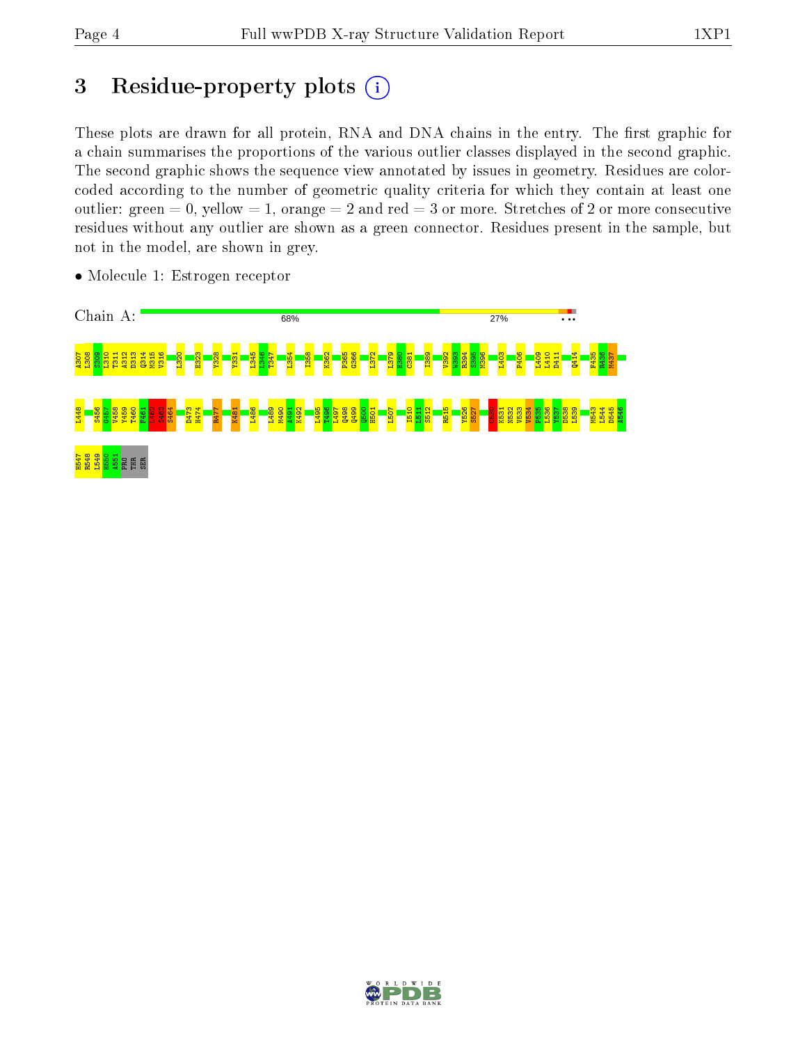# 3 Residue-property plots

These plots are drawn for all protein, RNA and DNA chains in the entry. The first graphic for a chain summarises the proportions of the various outlier classes displayed in the second graphic. The second graphic shows the sequence view annotated by issues in geometry. Residues are color-coded according to the number of geometric quality criteria for which they contain at least one outlier: green = 0, yellow = 1, orange = 2 and red = 3 or more. Stretches of 2 or more consecutive residues without any outlier are shown as a green connector. Residues present in the sample, but not in the model, are shown in grey.

- Molecule 1: Estrogen receptor

Chain A: 68% 27%

A307 L308 S309 L310 T311 A312 D313 Q314 M315 V316 L320 E323 Y328 Y331 L345 L346 T347 L354 I358 K362 P365 G366 L372 L379 E380 C381 I389 V392 W393 R394 S395 M396 L403 P406 L409 L410 D411 Q414 F435 R436 M437 L448 S456 G457 V458 Y459 T460 F461 L462 S463 S464 D473 H474 R477 K481 L486 L489 M490 A491 K492 L495 T496 L497 Q498 Q499 Q500 H501 L507 I510 L511 S512 R515 Y526 S527 C530 K531 N532 V533 V534 P535 L536 Y537 D538 L539 M543 L544 D545 A546 H547 R548 L549 H550 A551 PRO THR SER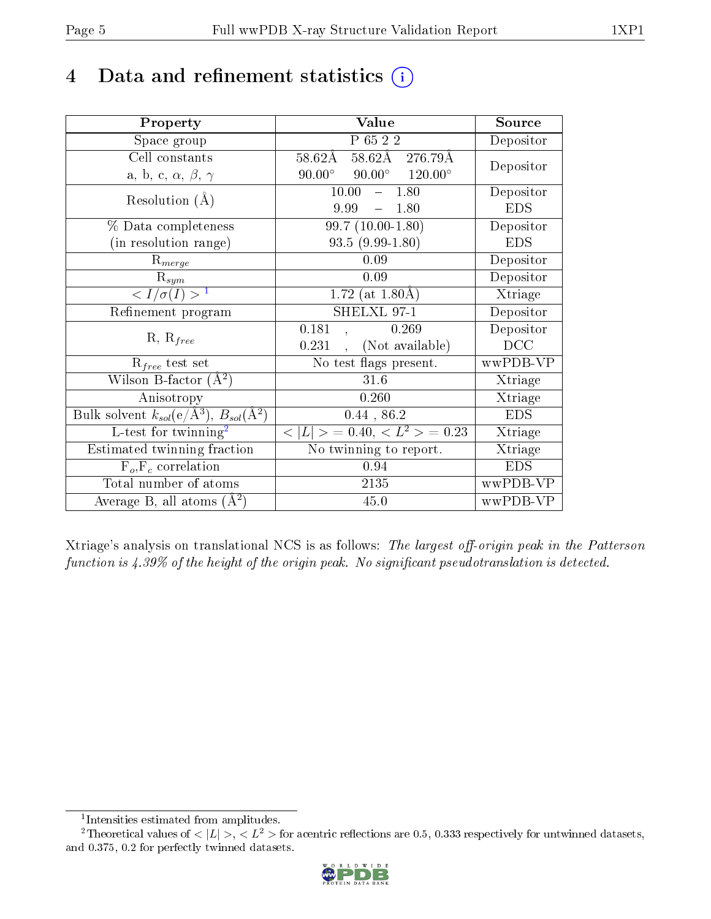# 4 Data and refinement statistics (i)

| Property | Value | Source |
|---|---|---|
| Space group | P 65 2 2 | Depositor |
| Cell constants<br>a, b, c, $\alpha$, $\beta$, $\gamma$ | 58.62Å 58.62Å 276.79Å<br>90.00° 90.00° 120.00° | Depositor |
| Resolution (Å) | 10.00 – 1.80<br>9.99 – 1.80 | Depositor<br>EDS |
| % Data completeness<br>(in resolution range) | 99.7 (10.00-1.80)<br>93.5 (9.99-1.80) | Depositor<br>EDS |
| $R_{merge}$ | 0.09 | Depositor |
| $R_{sym}$ | 0.09 | Depositor |
| $< I/\sigma(I) >$ [1] | 1.72 (at 1.80Å) | Xtriage |
| Refinement program | SHELXL 97-1 | Depositor |
| R, $R_{free}$ | 0.181 , 0.269<br>0.231 , (Not available) | Depositor<br>DCC |
| $R_{free}$ test set | No test flags present. | wwPDB-VP |
| Wilson B-factor ($Å^2$) | 31.6 | Xtriage |
| Anisotropy | 0.260 | Xtriage |
| Bulk solvent $k_{sol}$(e/$Å^3$), $B_{sol}$($Å^2$) | 0.44 , 86.2 | EDS |
| L-test for twinning[2] | $< \|L\| >$ = 0.40, $< L^2 >$ = 0.23 | Xtriage |
| Estimated twinning fraction | No twinning to report. | Xtriage |
| $F_o$,$F_c$ correlation | 0.94 | EDS |
| Total number of atoms | 2135 | wwPDB-VP |
| Average B, all atoms ($Å^2$) | 45.0 | wwPDB-VP |

Xtriage's analysis on translational NCS is as follows: *The largest off-origin peak in the Patterson function is 4.39% of the height of the origin peak. No significant pseudotranslation is detected.*

[1] Intensities estimated from amplitudes.

[2] Theoretical values of $< |L| >$, $< L^2 >$ for acentric reflections are 0.5, 0.333 respectively for untwinned datasets, and 0.375, 0.2 for perfectly twinned datasets.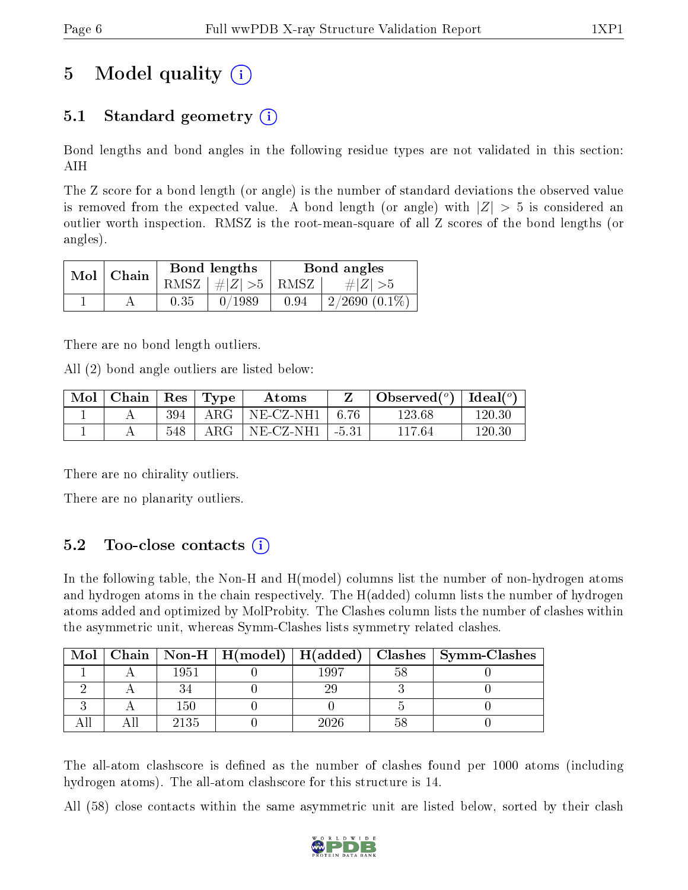# 5 Model quality

## 5.1 Standard geometry

Bond lengths and bond angles in the following residue types are not validated in this section: AIH

The Z score for a bond length (or angle) is the number of standard deviations the observed value is removed from the expected value. A bond length (or angle) with $|Z| > 5$ is considered an outlier worth inspection. RMSZ is the root-mean-square of all Z scores of the bond lengths (or angles).

| Mol | Chain | Bond lengths | | Bond angles | |
|---|---|---|---|---|---|
| | | RMSZ | $\#\|Z\| > 5$ | RMSZ | $\#\|Z\| > 5$ |
| 1 | A | 0.35 | 0/1989 | 0.94 | 2/2690 (0.1%) |

There are no bond length outliers.

All (2) bond angle outliers are listed below:

| Mol | Chain | Res | Type | Atoms | Z | Observed(°) | Ideal(°) |
|---|---|---|---|---|---|---|---|
| 1 | A | 394 | ARG | NE-CZ-NH1 | 6.76 | 123.68 | 120.30 |
| 1 | A | 548 | ARG | NE-CZ-NH1 | -5.31 | 117.64 | 120.30 |

There are no chirality outliers.

There are no planarity outliers.

## 5.2 Too-close contacts

In the following table, the Non-H and H(model) columns list the number of non-hydrogen atoms and hydrogen atoms in the chain respectively. The H(added) column lists the number of hydrogen atoms added and optimized by MolProbity. The Clashes column lists the number of clashes within the asymmetric unit, whereas Symm-Clashes lists symmetry related clashes.

| Mol | Chain | Non-H | H(model) | H(added) | Clashes | Symm-Clashes |
|---|---|---|---|---|---|---|
| 1 | A | 1951 | 0 | 1997 | 58 | 0 |
| 2 | A | 34 | 0 | 29 | 3 | 0 |
| 3 | A | 150 | 0 | 0 | 5 | 0 |
| All | All | 2135 | 0 | 2026 | 58 | 0 |

The all-atom clashscore is defined as the number of clashes found per 1000 atoms (including hydrogen atoms). The all-atom clashscore for this structure is 14.

All (58) close contacts within the same asymmetric unit are listed below, sorted by their clash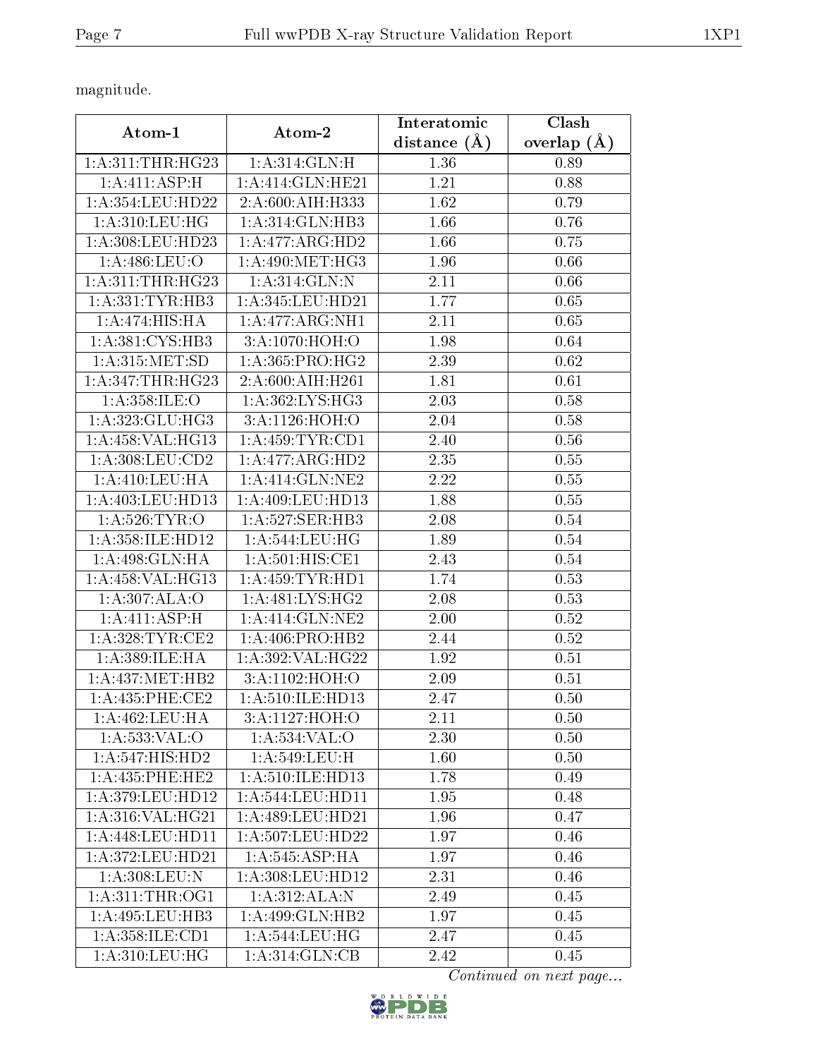magnitude.

| Atom-1 | Atom-2 | Interatomic distance (Å) | Clash overlap (Å) |
|---|---|---|---|
| 1:A:311:THR:HG23 | 1:A:314:GLN:H | 1.36 | 0.89 |
| 1:A:411:ASP:H | 1:A:414:GLN:HE21 | 1.21 | 0.88 |
| 1:A:354:LEU:HD22 | 2:A:600:AIH:H333 | 1.62 | 0.79 |
| 1:A:310:LEU:HG | 1:A:314:GLN:HB3 | 1.66 | 0.76 |
| 1:A:308:LEU:HD23 | 1:A:477:ARG:HD2 | 1.66 | 0.75 |
| 1:A:486:LEU:O | 1:A:490:MET:HG3 | 1.96 | 0.66 |
| 1:A:311:THR:HG23 | 1:A:314:GLN:N | 2.11 | 0.66 |
| 1:A:331:TYR:HB3 | 1:A:345:LEU:HD21 | 1.77 | 0.65 |
| 1:A:474:HIS:HA | 1:A:477:ARG:NH1 | 2.11 | 0.65 |
| 1:A:381:CYS:HB3 | 3:A:1070:HOH:O | 1.98 | 0.64 |
| 1:A:315:MET:SD | 1:A:365:PRO:HG2 | 2.39 | 0.62 |
| 1:A:347:THR:HG23 | 2:A:600:AIH:H261 | 1.81 | 0.61 |
| 1:A:358:ILE:O | 1:A:362:LYS:HG3 | 2.03 | 0.58 |
| 1:A:323:GLU:HG3 | 3:A:1126:HOH:O | 2.04 | 0.58 |
| 1:A:458:VAL:HG13 | 1:A:459:TYR:CD1 | 2.40 | 0.56 |
| 1:A:308:LEU:CD2 | 1:A:477:ARG:HD2 | 2.35 | 0.55 |
| 1:A:410:LEU:HA | 1:A:414:GLN:NE2 | 2.22 | 0.55 |
| 1:A:403:LEU:HD13 | 1:A:409:LEU:HD13 | 1.88 | 0.55 |
| 1:A:526:TYR:O | 1:A:527:SER:HB3 | 2.08 | 0.54 |
| 1:A:358:ILE:HD12 | 1:A:544:LEU:HG | 1.89 | 0.54 |
| 1:A:498:GLN:HA | 1:A:501:HIS:CE1 | 2.43 | 0.54 |
| 1:A:458:VAL:HG13 | 1:A:459:TYR:HD1 | 1.74 | 0.53 |
| 1:A:307:ALA:O | 1:A:481:LYS:HG2 | 2.08 | 0.53 |
| 1:A:411:ASP:H | 1:A:414:GLN:NE2 | 2.00 | 0.52 |
| 1:A:328:TYR:CE2 | 1:A:406:PRO:HB2 | 2.44 | 0.52 |
| 1:A:389:ILE:HA | 1:A:392:VAL:HG22 | 1.92 | 0.51 |
| 1:A:437:MET:HB2 | 3:A:1102:HOH:O | 2.09 | 0.51 |
| 1:A:435:PHE:CE2 | 1:A:510:ILE:HD13 | 2.47 | 0.50 |
| 1:A:462:LEU:HA | 3:A:1127:HOH:O | 2.11 | 0.50 |
| 1:A:533:VAL:O | 1:A:534:VAL:O | 2.30 | 0.50 |
| 1:A:547:HIS:HD2 | 1:A:549:LEU:H | 1.60 | 0.50 |
| 1:A:435:PHE:HE2 | 1:A:510:ILE:HD13 | 1.78 | 0.49 |
| 1:A:379:LEU:HD12 | 1:A:544:LEU:HD11 | 1.95 | 0.48 |
| 1:A:316:VAL:HG21 | 1:A:489:LEU:HD21 | 1.96 | 0.47 |
| 1:A:448:LEU:HD11 | 1:A:507:LEU:HD22 | 1.97 | 0.46 |
| 1:A:372:LEU:HD21 | 1:A:545:ASP:HA | 1.97 | 0.46 |
| 1:A:308:LEU:N | 1:A:308:LEU:HD12 | 2.31 | 0.46 |
| 1:A:311:THR:OG1 | 1:A:312:ALA:N | 2.49 | 0.45 |
| 1:A:495:LEU:HB3 | 1:A:499:GLN:HB2 | 1.97 | 0.45 |
| 1:A:358:ILE:CD1 | 1:A:544:LEU:HG | 2.47 | 0.45 |
| 1:A:310:LEU:HG | 1:A:314:GLN:CB | 2.42 | 0.45 |

*Continued on next page...*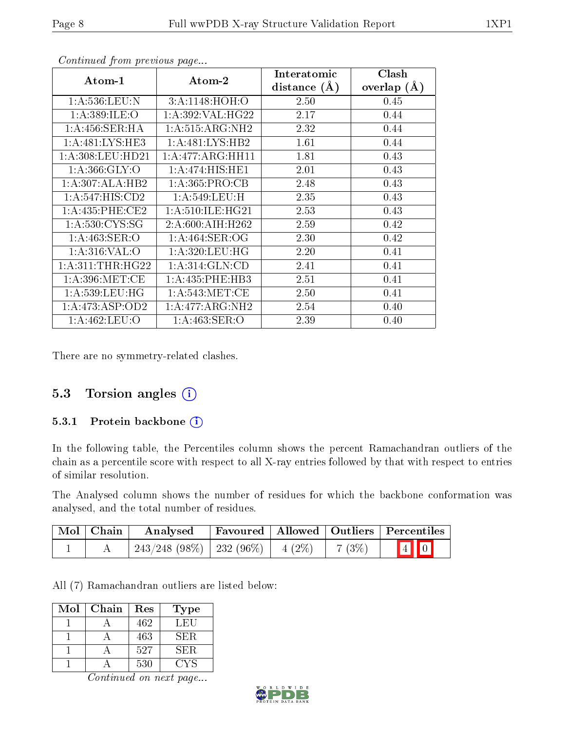*Continued from previous page...*

| Atom-1 | Atom-2 | Interatomic distance (Å) | Clash overlap (Å) |
|---|---|---|---|
| 1:A:536:LEU:N | 3:A:1148:HOH:O | 2.50 | 0.45 |
| 1:A:389:ILE:O | 1:A:392:VAL:HG22 | 2.17 | 0.44 |
| 1:A:456:SER:HA | 1:A:515:ARG:NH2 | 2.32 | 0.44 |
| 1:A:481:LYS:HE3 | 1:A:481:LYS:HB2 | 1.61 | 0.44 |
| 1:A:308:LEU:HD21 | 1:A:477:ARG:HH11 | 1.81 | 0.43 |
| 1:A:366:GLY:O | 1:A:474:HIS:HE1 | 2.01 | 0.43 |
| 1:A:307:ALA:HB2 | 1:A:365:PRO:CB | 2.48 | 0.43 |
| 1:A:547:HIS:CD2 | 1:A:549:LEU:H | 2.35 | 0.43 |
| 1:A:435:PHE:CE2 | 1:A:510:ILE:HG21 | 2.53 | 0.43 |
| 1:A:530:CYS:SG | 2:A:600:AIH:H262 | 2.59 | 0.42 |
| 1:A:463:SER:O | 1:A:464:SER:OG | 2.30 | 0.42 |
| 1:A:316:VAL:O | 1:A:320:LEU:HG | 2.20 | 0.41 |
| 1:A:311:THR:HG22 | 1:A:314:GLN:CD | 2.41 | 0.41 |
| 1:A:396:MET:CE | 1:A:435:PHE:HB3 | 2.51 | 0.41 |
| 1:A:539:LEU:HG | 1:A:543:MET:CE | 2.50 | 0.41 |
| 1:A:473:ASP:OD2 | 1:A:477:ARG:NH2 | 2.54 | 0.40 |
| 1:A:462:LEU:O | 1:A:463:SER:O | 2.39 | 0.40 |

There are no symmetry-related clashes.

### 5.3 Torsion angles

#### 5.3.1 Protein backbone

In the following table, the Percentiles column shows the percent Ramachandran outliers of the chain as a percentile score with respect to all X-ray entries followed by that with respect to entries of similar resolution.

The Analysed column shows the number of residues for which the backbone conformation was analysed, and the total number of residues.

| Mol | Chain | Analysed | Favoured | Allowed | Outliers | Percentiles | |
|---|---|---|---|---|---|---|---|
| 1 | A | 243/248 (98%) | 232 (96%) | 4 (2%) | 7 (3%) | 4 | 0 |

All (7) Ramachandran outliers are listed below:

| Mol | Chain | Res | Type |
|---|---|---|---|
| 1 | A | 462 | LEU |
| 1 | A | 463 | SER |
| 1 | A | 527 | SER |
| 1 | A | 530 | CYS |

*Continued on next page...*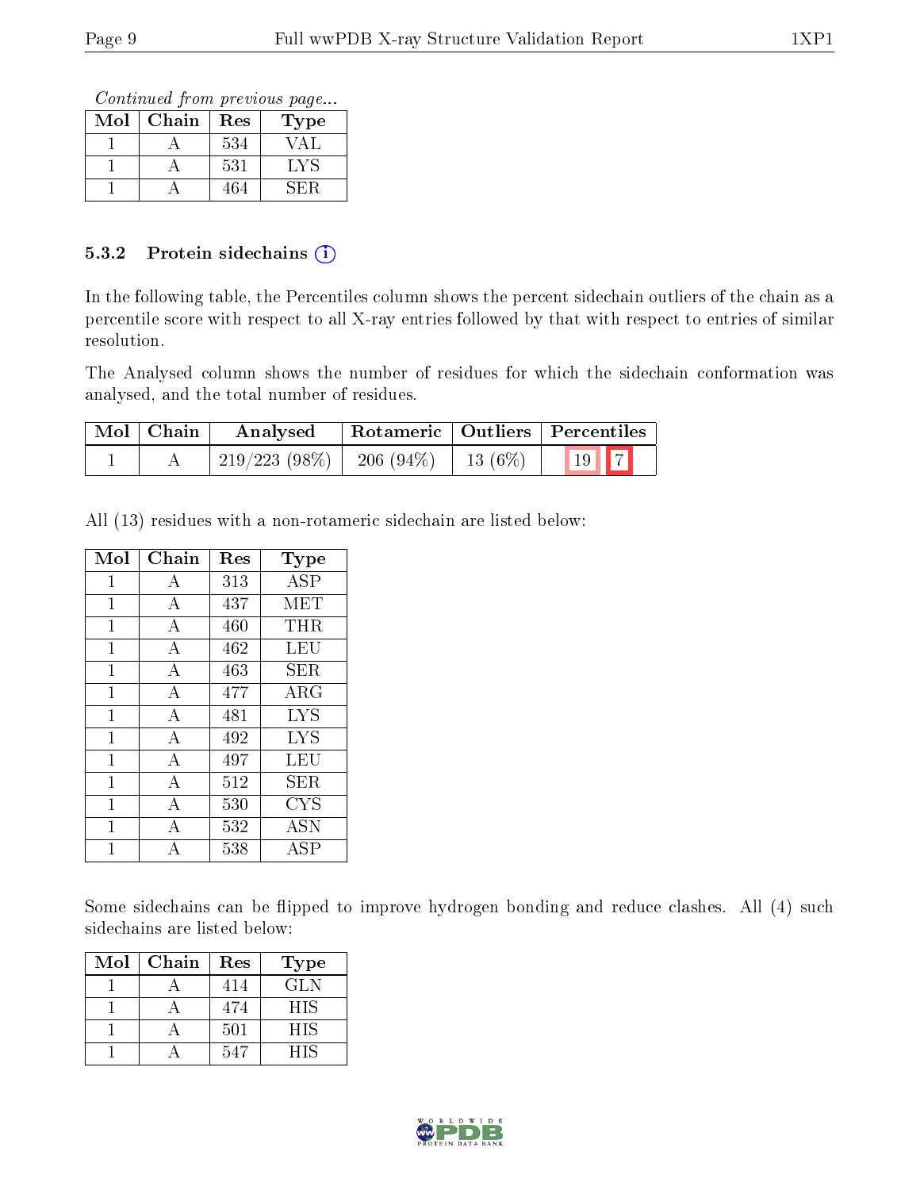*Continued from previous page...*

| Mol | Chain | Res | Type |
|---|---|---|---|
| 1 | A | 534 | VAL |
| 1 | A | 531 | LYS |
| 1 | A | 464 | SER |

### 5.3.2 Protein sidechains

In the following table, the Percentiles column shows the percent sidechain outliers of the chain as a percentile score with respect to all X-ray entries followed by that with respect to entries of similar resolution.

The Analysed column shows the number of residues for which the sidechain conformation was analysed, and the total number of residues.

| Mol | Chain | Analysed | Rotameric | Outliers | Percentiles | |
|---|---|---|---|---|---|---|
| 1 | A | 219/223 (98%) | 206 (94%) | 13 (6%) | 19 | 7 |

All (13) residues with a non-rotameric sidechain are listed below:

| Mol | Chain | Res | Type |
|---|---|---|---|
| 1 | A | 313 | ASP |
| 1 | A | 437 | MET |
| 1 | A | 460 | THR |
| 1 | A | 462 | LEU |
| 1 | A | 463 | SER |
| 1 | A | 477 | ARG |
| 1 | A | 481 | LYS |
| 1 | A | 492 | LYS |
| 1 | A | 497 | LEU |
| 1 | A | 512 | SER |
| 1 | A | 530 | CYS |
| 1 | A | 532 | ASN |
| 1 | A | 538 | ASP |

Some sidechains can be flipped to improve hydrogen bonding and reduce clashes. All (4) such sidechains are listed below:

| Mol | Chain | Res | Type |
|---|---|---|---|
| 1 | A | 414 | GLN |
| 1 | A | 474 | HIS |
| 1 | A | 501 | HIS |
| 1 | A | 547 | HIS |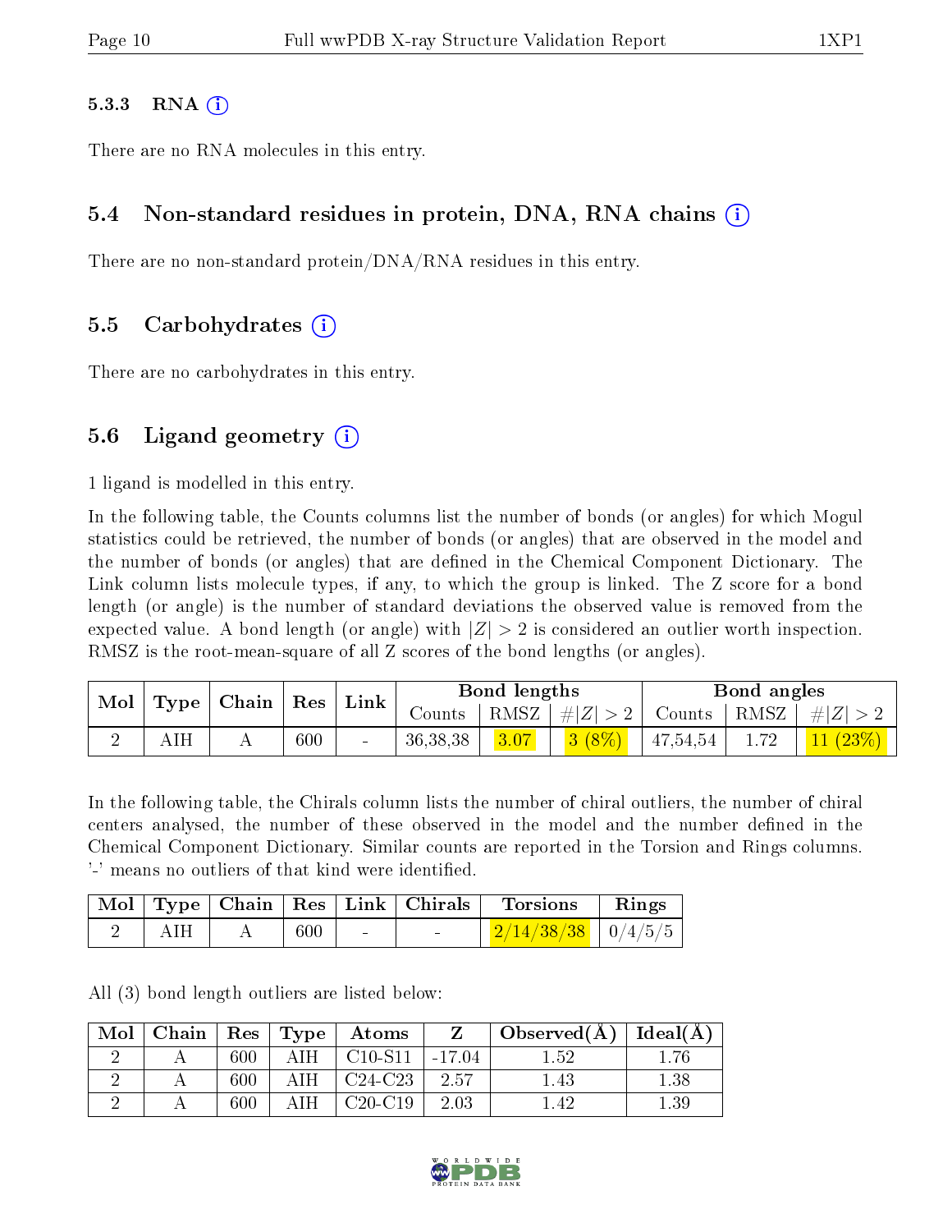### 5.3.3 RNA (i)

There are no RNA molecules in this entry.

## 5.4 Non-standard residues in protein, DNA, RNA chains (i)

There are no non-standard protein/DNA/RNA residues in this entry.

## 5.5 Carbohydrates (i)

There are no carbohydrates in this entry.

## 5.6 Ligand geometry (i)

1 ligand is modelled in this entry.

In the following table, the Counts columns list the number of bonds (or angles) for which Mogul statistics could be retrieved, the number of bonds (or angles) that are observed in the model and the number of bonds (or angles) that are defined in the Chemical Component Dictionary. The Link column lists molecule types, if any, to which the group is linked. The Z score for a bond length (or angle) is the number of standard deviations the observed value is removed from the expected value. A bond length (or angle) with $|Z| > 2$ is considered an outlier worth inspection. RMSZ is the root-mean-square of all Z scores of the bond lengths (or angles).

| Mol | Type | Chain | Res | Link | Bond lengths | | | Bond angles | | |
|---|---|---|---|---|---|---|---|---|---|---|
| | | | | | Counts | RMSZ | $\#\|Z\| > 2$ | Counts | RMSZ | $\#\|Z\| > 2$ |
| 2 | AIH | A | 600 | - | 36,38,38 | 3.07 | 3 (8%) | 47,54,54 | 1.72 | 11 (23%) |

In the following table, the Chirals column lists the number of chiral outliers, the number of chiral centers analysed, the number of these observed in the model and the number defined in the Chemical Component Dictionary. Similar counts are reported in the Torsion and Rings columns. '-' means no outliers of that kind were identified.

| Mol | Type | Chain | Res | Link | Chirals | Torsions | Rings |
|---|---|---|---|---|---|---|---|
| 2 | AIH | A | 600 | - | - | 2/14/38/38 | 0/4/5/5 |

All (3) bond length outliers are listed below:

| Mol | Chain | Res | Type | Atoms | Z | Observed(Å) | Ideal(Å) |
|---|---|---|---|---|---|---|---|
| 2 | A | 600 | AIH | C10-S11 | -17.04 | 1.52 | 1.76 |
| 2 | A | 600 | AIH | C24-C23 | 2.57 | 1.43 | 1.38 |
| 2 | A | 600 | AIH | C20-C19 | 2.03 | 1.42 | 1.39 |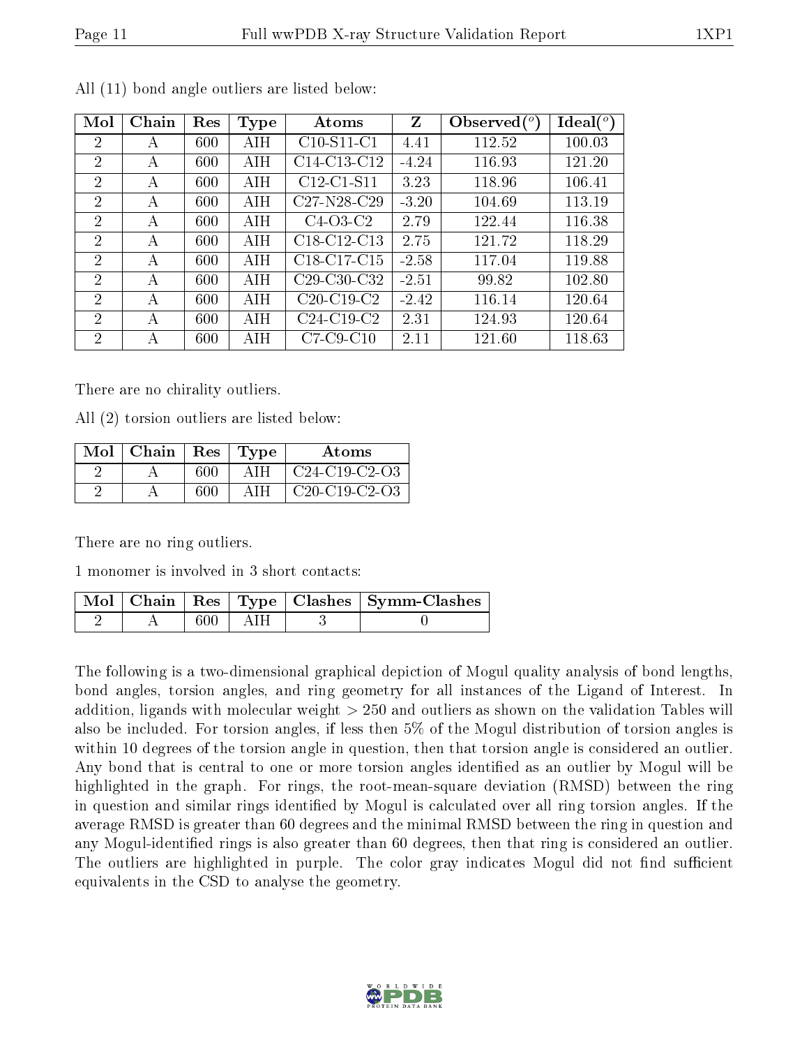All (11) bond angle outliers are listed below:

| Mol | Chain | Res | Type | Atoms | Z | Observed(°) | Ideal(°) |
|---|---|---|---|---|---|---|---|
| 2 | A | 600 | AIH | C10-S11-C1 | 4.41 | 112.52 | 100.03 |
| 2 | A | 600 | AIH | C14-C13-C12 | -4.24 | 116.93 | 121.20 |
| 2 | A | 600 | AIH | C12-C1-S11 | 3.23 | 118.96 | 106.41 |
| 2 | A | 600 | AIH | C27-N28-C29 | -3.20 | 104.69 | 113.19 |
| 2 | A | 600 | AIH | C4-O3-C2 | 2.79 | 122.44 | 116.38 |
| 2 | A | 600 | AIH | C18-C12-C13 | 2.75 | 121.72 | 118.29 |
| 2 | A | 600 | AIH | C18-C17-C15 | -2.58 | 117.04 | 119.88 |
| 2 | A | 600 | AIH | C29-C30-C32 | -2.51 | 99.82 | 102.80 |
| 2 | A | 600 | AIH | C20-C19-C2 | -2.42 | 116.14 | 120.64 |
| 2 | A | 600 | AIH | C24-C19-C2 | 2.31 | 124.93 | 120.64 |
| 2 | A | 600 | AIH | C7-C9-C10 | 2.11 | 121.60 | 118.63 |

There are no chirality outliers.

All (2) torsion outliers are listed below:

| Mol | Chain | Res | Type | Atoms |
|---|---|---|---|---|
| 2 | A | 600 | AIH | C24-C19-C2-O3 |
| 2 | A | 600 | AIH | C20-C19-C2-O3 |

There are no ring outliers.

1 monomer is involved in 3 short contacts:

| Mol | Chain | Res | Type | Clashes | Symm-Clashes |
|---|---|---|---|---|---|
| 2 | A | 600 | AIH | 3 | 0 |

The following is a two-dimensional graphical depiction of Mogul quality analysis of bond lengths, bond angles, torsion angles, and ring geometry for all instances of the Ligand of Interest. In addition, ligands with molecular weight > 250 and outliers as shown on the validation Tables will also be included. For torsion angles, if less then 5% of the Mogul distribution of torsion angles is within 10 degrees of the torsion angle in question, then that torsion angle is considered an outlier. Any bond that is central to one or more torsion angles identified as an outlier by Mogul will be highlighted in the graph. For rings, the root-mean-square deviation (RMSD) between the ring in question and similar rings identified by Mogul is calculated over all ring torsion angles. If the average RMSD is greater than 60 degrees and the minimal RMSD between the ring in question and any Mogul-identified rings is also greater than 60 degrees, then that ring is considered an outlier. The outliers are highlighted in purple. The color gray indicates Mogul did not find sufficient equivalents in the CSD to analyse the geometry.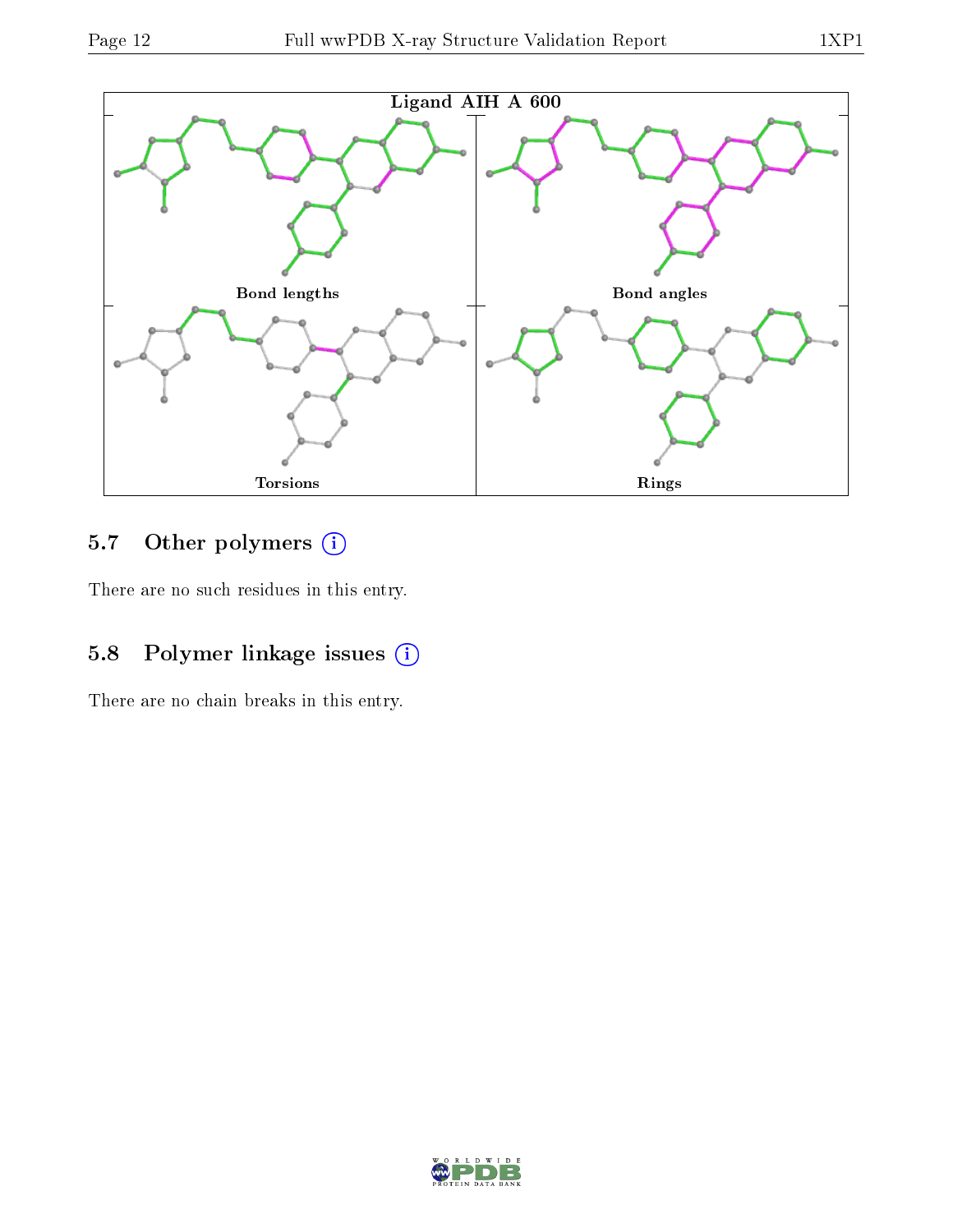Ligand AIH A 600

Bond lengths

Bond angles

Torsions

Rings

### 5.7 Other polymers

There are no such residues in this entry.

### 5.8 Polymer linkage issues

There are no chain breaks in this entry.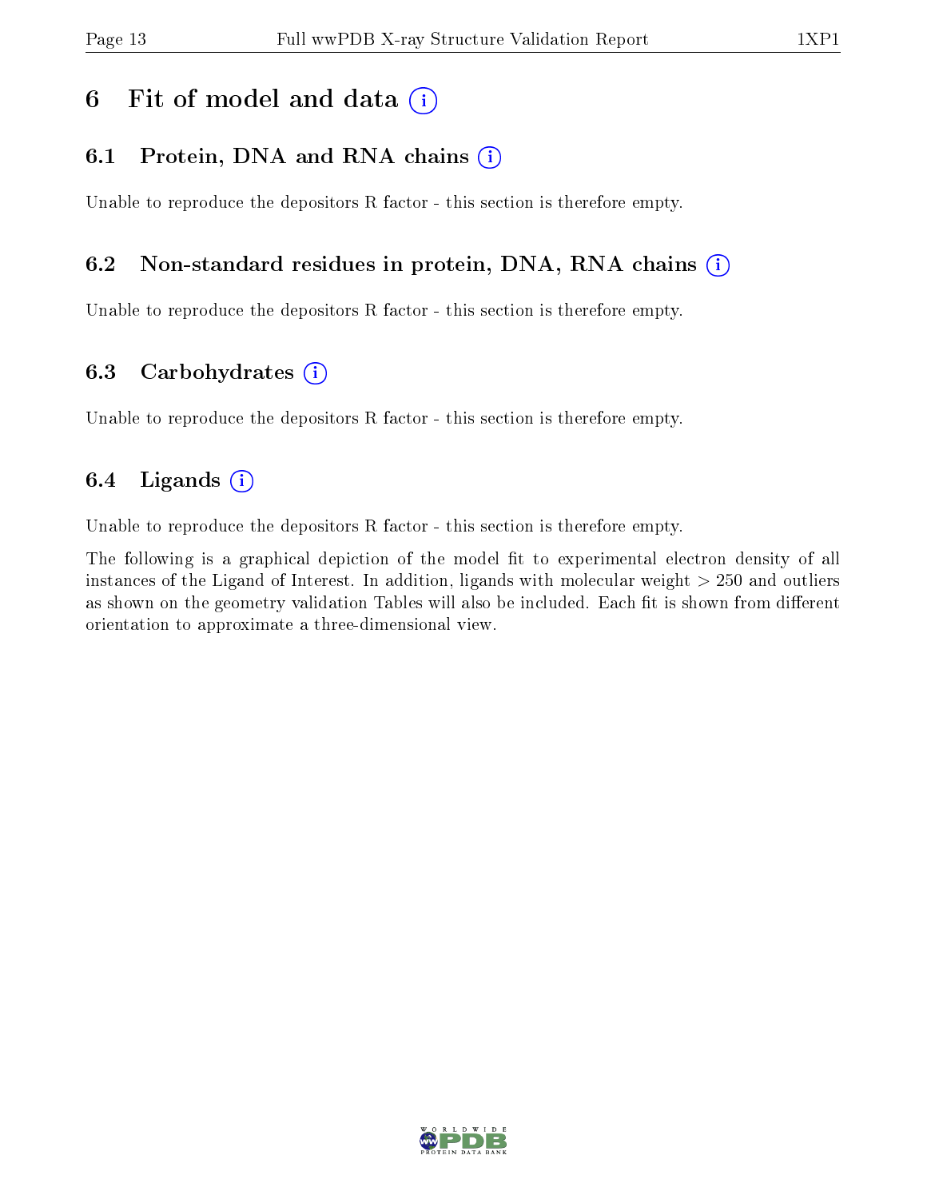# 6 Fit of model and data

## 6.1 Protein, DNA and RNA chains

Unable to reproduce the depositors R factor - this section is therefore empty.

## 6.2 Non-standard residues in protein, DNA, RNA chains

Unable to reproduce the depositors R factor - this section is therefore empty.

## 6.3 Carbohydrates

Unable to reproduce the depositors R factor - this section is therefore empty.

## 6.4 Ligands

Unable to reproduce the depositors R factor - this section is therefore empty.

The following is a graphical depiction of the model fit to experimental electron density of all instances of the Ligand of Interest. In addition, ligands with molecular weight > 250 and outliers as shown on the geometry validation Tables will also be included. Each fit is shown from different orientation to approximate a three-dimensional view.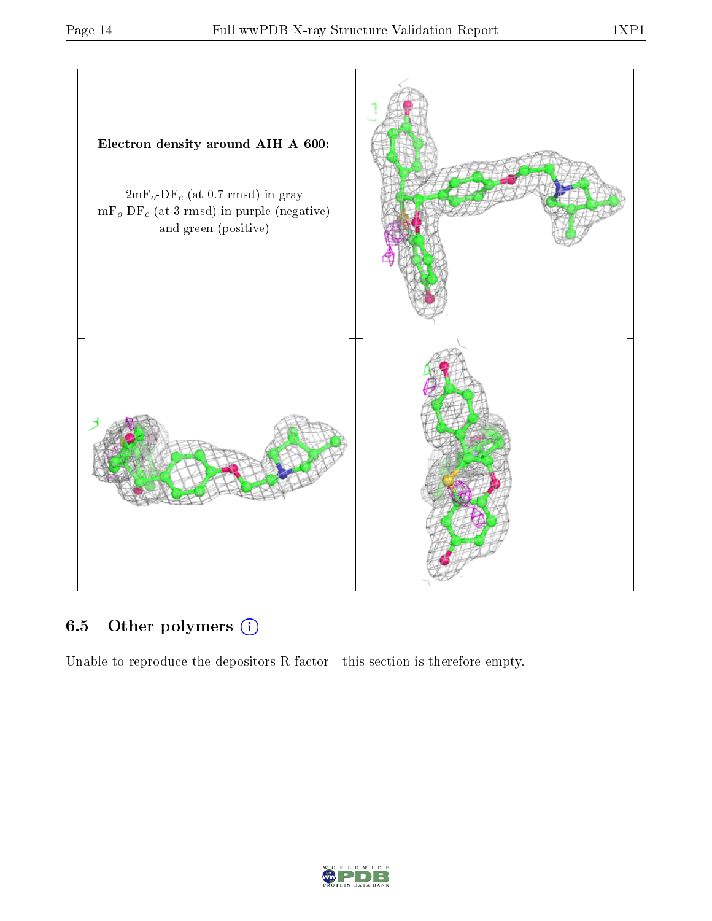**Electron density around AIH A 600:**

$2mF_o$-$DF_c$ (at 0.7 rmsd) in gray
$mF_o$-$DF_c$ (at 3 rmsd) in purple (negative)
and green (positive)

### 6.5 Other polymers

Unable to reproduce the depositors R factor - this section is therefore empty.